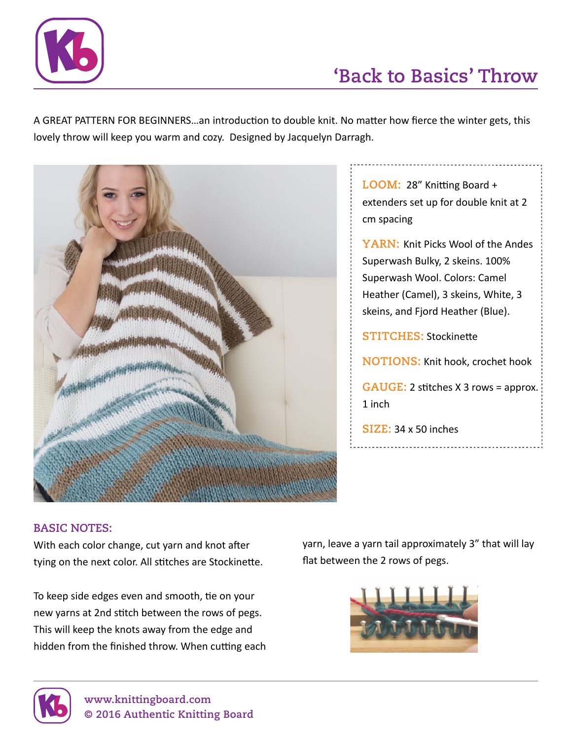# 'Back to Basics' Throw

A GREAT PATTERN FOR BEGINNERS...an introduction to double knit. No matter how fierce the winter gets, this lovely throw will keep you warm and cozy. Designed by Jacquelyn Darragh.

**LOOM:** 28" Knitting Board + extenders set up for double knit at 2 cm spacing

**YARN:** Knit Picks Wool of the Andes Superwash Bulky, 2 skeins. 100% Superwash Wool. Colors: Camel Heather (Camel), 3 skeins, White, 3 skeins, and Fjord Heather (Blue).

**STITCHES:** Stockinette

**NOTIONS:** Knit hook, crochet hook

**GAUGE:** 2 stitches X 3 rows = approx. 1 inch

**SIZE:** 34 x 50 inches

## BASIC NOTES:

With each color change, cut yarn and knot after tying on the next color. All stitches are Stockinette.

To keep side edges even and smooth, tie on your new yarns at 2nd stitch between the rows of pegs. This will keep the knots away from the edge and hidden from the finished throw. When cutting each yarn, leave a yarn tail approximately 3" that will lay flat between the 2 rows of pegs.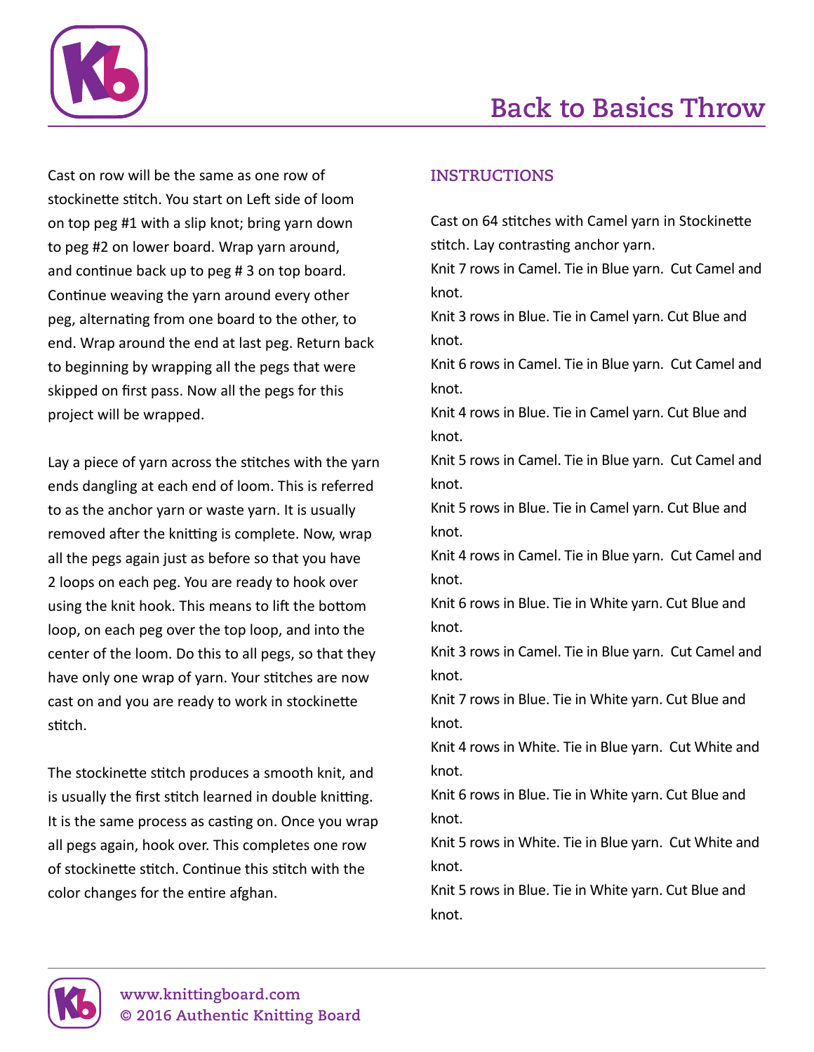# Back to Basics Throw

Cast on row will be the same as one row of stockinette stitch. You start on Left side of loom on top peg #1 with a slip knot; bring yarn down to peg #2 on lower board. Wrap yarn around, and continue back up to peg # 3 on top board. Continue weaving the yarn around every other peg, alternating from one board to the other, to end. Wrap around the end at last peg. Return back to beginning by wrapping all the pegs that were skipped on first pass. Now all the pegs for this project will be wrapped.

Lay a piece of yarn across the stitches with the yarn ends dangling at each end of loom. This is referred to as the anchor yarn or waste yarn. It is usually removed after the knitting is complete. Now, wrap all the pegs again just as before so that you have 2 loops on each peg. You are ready to hook over using the knit hook. This means to lift the bottom loop, on each peg over the top loop, and into the center of the loom. Do this to all pegs, so that they have only one wrap of yarn. Your stitches are now cast on and you are ready to work in stockinette stitch.

The stockinette stitch produces a smooth knit, and is usually the first stitch learned in double knitting. It is the same process as casting on. Once you wrap all pegs again, hook over. This completes one row of stockinette stitch. Continue this stitch with the color changes for the entire afghan.

## INSTRUCTIONS

Cast on 64 stitches with Camel yarn in Stockinette stitch. Lay contrasting anchor yarn.
Knit 7 rows in Camel. Tie in Blue yarn. Cut Camel and knot.
Knit 3 rows in Blue. Tie in Camel yarn. Cut Blue and knot.
Knit 6 rows in Camel. Tie in Blue yarn. Cut Camel and knot.
Knit 4 rows in Blue. Tie in Camel yarn. Cut Blue and knot.
Knit 5 rows in Camel. Tie in Blue yarn. Cut Camel and knot.
Knit 5 rows in Blue. Tie in Camel yarn. Cut Blue and knot.
Knit 4 rows in Camel. Tie in Blue yarn. Cut Camel and knot.
Knit 6 rows in Blue. Tie in White yarn. Cut Blue and knot.
Knit 3 rows in Camel. Tie in Blue yarn. Cut Camel and knot.
Knit 7 rows in Blue. Tie in White yarn. Cut Blue and knot.
Knit 4 rows in White. Tie in Blue yarn. Cut White and knot.
Knit 6 rows in Blue. Tie in White yarn. Cut Blue and knot.
Knit 5 rows in White. Tie in Blue yarn. Cut White and knot.
Knit 5 rows in Blue. Tie in White yarn. Cut Blue and knot.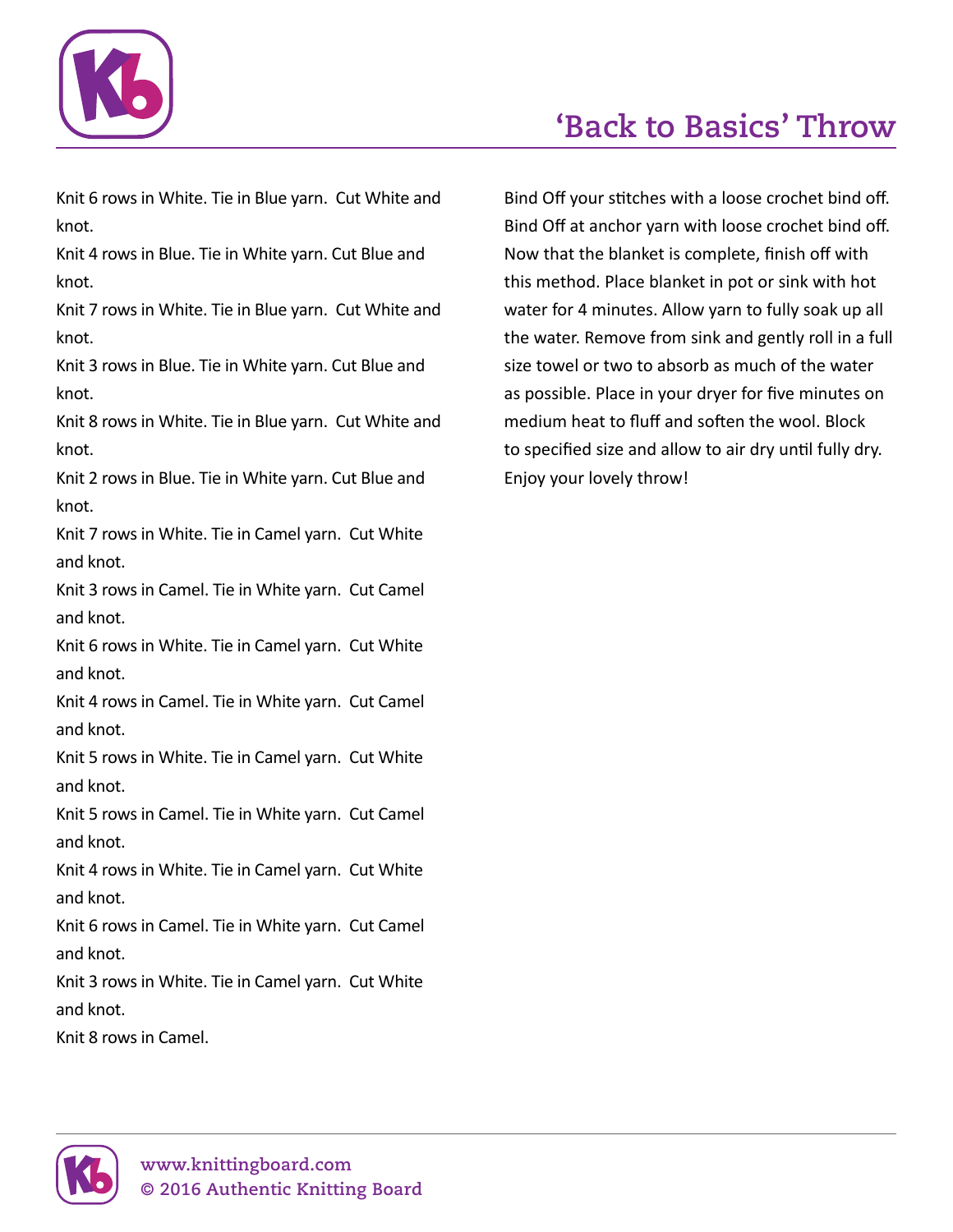Knit 6 rows in White. Tie in Blue yarn. Cut White and knot.

Knit 4 rows in Blue. Tie in White yarn. Cut Blue and knot.

Knit 7 rows in White. Tie in Blue yarn. Cut White and knot.

Knit 3 rows in Blue. Tie in White yarn. Cut Blue and knot.

Knit 8 rows in White. Tie in Blue yarn. Cut White and knot.

Knit 2 rows in Blue. Tie in White yarn. Cut Blue and knot.

Knit 7 rows in White. Tie in Camel yarn. Cut White and knot.

Knit 3 rows in Camel. Tie in White yarn. Cut Camel and knot.

Knit 6 rows in White. Tie in Camel yarn. Cut White and knot.

Knit 4 rows in Camel. Tie in White yarn. Cut Camel and knot.

Knit 5 rows in White. Tie in Camel yarn. Cut White and knot.

Knit 5 rows in Camel. Tie in White yarn. Cut Camel and knot.

Knit 4 rows in White. Tie in Camel yarn. Cut White and knot.

Knit 6 rows in Camel. Tie in White yarn. Cut Camel and knot.

Knit 3 rows in White. Tie in Camel yarn. Cut White and knot.

Knit 8 rows in Camel.

Bind Off your stitches with a loose crochet bind off. Bind Off at anchor yarn with loose crochet bind off. Now that the blanket is complete, finish off with this method. Place blanket in pot or sink with hot water for 4 minutes. Allow yarn to fully soak up all the water. Remove from sink and gently roll in a full size towel or two to absorb as much of the water as possible. Place in your dryer for five minutes on medium heat to fluff and soften the wool. Block to specified size and allow to air dry until fully dry. Enjoy your lovely throw!